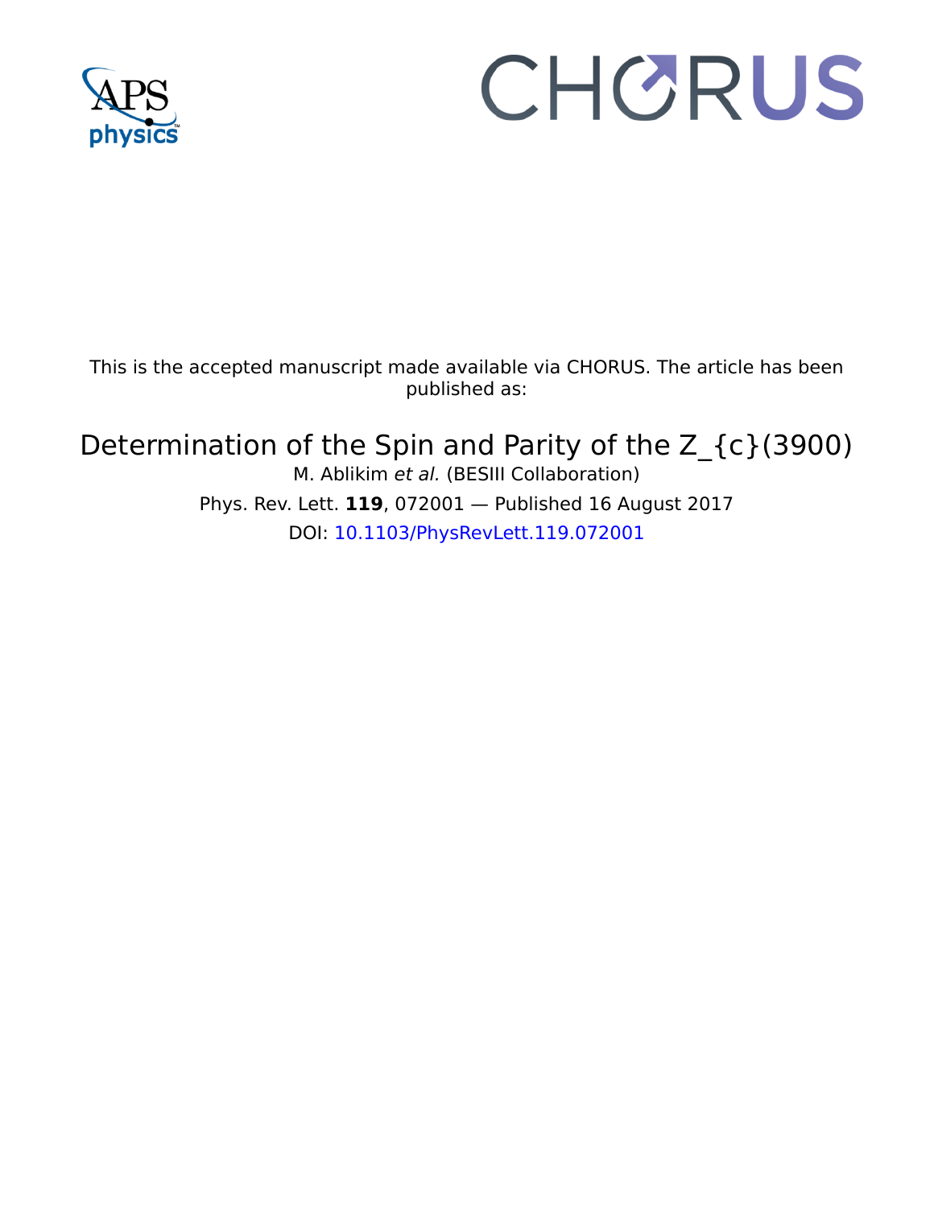This is the accepted manuscript made available via CHORUS. The article has been published as:

# Determination of the Spin and Parity of the Z_{c}(3900)

M. Ablikim *et al.* (BESIII Collaboration)

Phys. Rev. Lett. **119**, 072001 — Published 16 August 2017

DOI: 10.1103/PhysRevLett.119.072001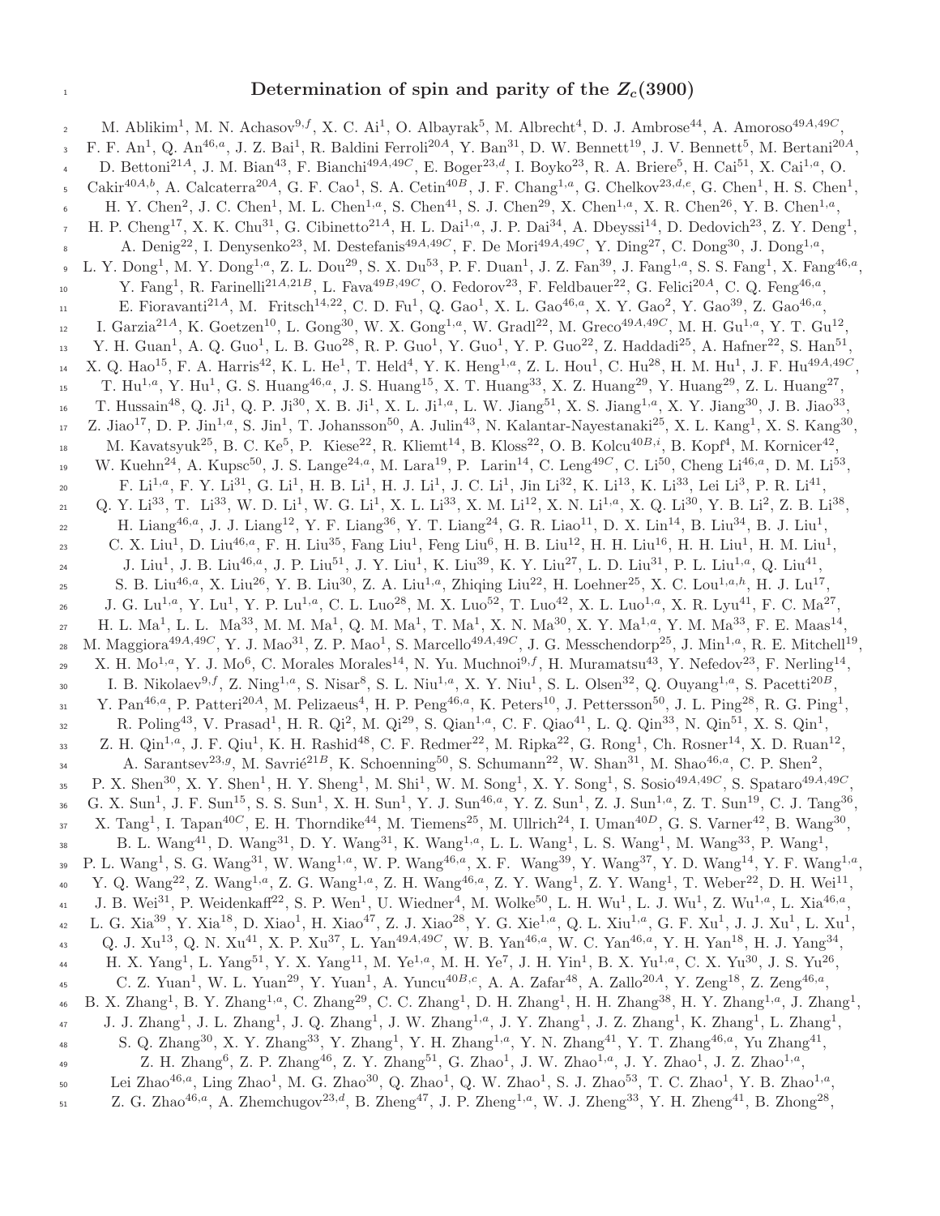# Determination of spin and parity of the $Z_c(3900)$

M. Ablikim[1], M. N. Achasov[9,f], X. C. Ai[1], O. Albayrak[5], M. Albrecht[4], D. J. Ambrose[44], A. Amoroso[49A,49C], F. F. An[1], Q. An[46,a], J. Z. Bai[1], R. Baldini Ferroli[20A], Y. Ban[31], D. W. Bennett[19], J. V. Bennett[5], M. Bertani[20A], D. Bettoni[21A], J. M. Bian[43], F. Bianchi[49A,49C], E. Boger[23,d], I. Boyko[23], R. A. Briere[5], H. Cai[51], X. Cai[1,a], O. Cakir[40A,b], A. Calcaterra[20A], G. F. Cao[1], S. A. Cetin[40B], J. F. Chang[1,a], G. Chelkov[23,d,e], G. Chen[1], H. S. Chen[1], H. Y. Chen[2], J. C. Chen[1], M. L. Chen[1,a], S. Chen[41], S. J. Chen[29], X. Chen[1,a], X. R. Chen[26], Y. B. Chen[1,a], H. P. Cheng[17], X. K. Chu[31], G. Cibinetto[21A], H. L. Dai[1,a], J. P. Dai[34], A. Dbeyssi[14], D. Dedovich[23], Z. Y. Deng[1], A. Denig[22], I. Denysenko[23], M. Destefanis[49A,49C], F. De Mori[49A,49C], Y. Ding[27], C. Dong[30], J. Dong[1,a], L. Y. Dong[1], M. Y. Dong[1,a], Z. L. Dou[29], S. X. Du[53], P. F. Duan[1], J. Z. Fan[39], J. Fang[1,a], S. S. Fang[1], X. Fang[46,a], Y. Fang[1], R. Farinelli[21A,21B], L. Fava[49B,49C], O. Fedorov[23], F. Feldbauer[22], G. Felici[20A], C. Q. Feng[46,a], E. Fioravanti[21A], M. Fritsch[14,22], C. D. Fu[1], Q. Gao[1], X. L. Gao[46,a], X. Y. Gao[2], Y. Gao[39], Z. Gao[46,a], I. Garzia[21A], K. Goetzen[10], L. Gong[30], W. X. Gong[1,a], W. Gradl[22], M. Greco[49A,49C], M. H. Gu[1,a], Y. T. Gu[12], Y. H. Guan[1], A. Q. Guo[1], L. B. Guo[28], R. P. Guo[1], Y. Guo[1], Y. P. Guo[22], Z. Haddadi[25], A. Hafner[22], S. Han[51], X. Q. Hao[15], F. A. Harris[42], K. L. He[1], T. Held[4], Y. K. Heng[1,a], Z. L. Hou[1], C. Hu[28], H. M. Hu[1], J. F. Hu[49A,49C], T. Hu[1,a], Y. Hu[1], G. S. Huang[46,a], J. S. Huang[15], X. T. Huang[33], X. Z. Huang[29], Y. Huang[29], Z. L. Huang[27], T. Hussain[48], Q. Ji[1], Q. P. Ji[30], X. B. Ji[1], X. L. Ji[1,a], L. W. Jiang[51], X. S. Jiang[1,a], X. Y. Jiang[30], J. B. Jiao[33], Z. Jiao[17], D. P. Jin[1,a], S. Jin[1], T. Johansson[50], A. Julin[43], N. Kalantar-Nayestanaki[25], X. L. Kang[1], X. S. Kang[30], M. Kavatsyuk[25], B. C. Ke[5], P. Kiese[22], R. Kliemt[14], B. Kloss[22], O. B. Kolcu[40B,i], B. Kopf[4], M. Kornicer[42], W. Kuehn[24], A. Kupsc[50], J. S. Lange[24,a], M. Lara[19], P. Larin[14], C. Leng[49C], C. Li[50], Cheng Li[46,a], D. M. Li[53], F. Li[1,a], F. Y. Li[31], G. Li[1], H. B. Li[1], H. J. Li[1], J. C. Li[1], Jin Li[32], K. Li[13], K. Li[33], Lei Li[3], P. R. Li[41], Q. Y. Li[33], T. Li[33], W. D. Li[1], W. G. Li[1], X. L. Li[33], X. M. Li[12], X. N. Li[1,a], X. Q. Li[30], Y. B. Li[2], Z. B. Li[38], H. Liang[46,a], J. J. Liang[12], Y. F. Liang[36], Y. T. Liang[24], G. R. Liao[11], D. X. Lin[14], B. Liu[34], B. J. Liu[1], C. X. Liu[1], D. Liu[46,a], F. H. Liu[35], Fang Liu[1], Feng Liu[6], H. B. Liu[12], H. H. Liu[16], H. H. Liu[1], H. M. Liu[1], J. Liu[1], J. B. Liu[46,a], J. P. Liu[51], J. Y. Liu[1], K. Liu[39], K. Y. Liu[27], L. D. Liu[31], P. L. Liu[1,a], Q. Liu[41], S. B. Liu[46,a], X. Liu[26], Y. B. Liu[30], Z. A. Liu[1,a], Zhiqing Liu[22], H. Loehner[25], X. C. Lou[1,a,h], H. J. Lu[17], J. G. Lu[1,a], Y. Lu[1], Y. P. Lu[1,a], C. L. Luo[28], M. X. Luo[52], T. Luo[42], X. L. Luo[1,a], X. R. Lyu[41], F. C. Ma[27], H. L. Ma[1], L. L. Ma[33], M. M. Ma[1], Q. M. Ma[1], T. Ma[1], X. N. Ma[30], X. Y. Ma[1,a], Y. M. Ma[33], F. E. Maas[14], M. Maggiora[49A,49C], Y. J. Mao[31], Z. P. Mao[1], S. Marcello[49A,49C], J. G. Messchendorp[25], J. Min[1,a], R. E. Mitchell[19], X. H. Mo[1,a], Y. J. Mo[6], C. Morales Morales[14], N. Yu. Muchnoi[9,f], H. Muramatsu[43], Y. Nefedov[23], F. Nerling[14], I. B. Nikolaev[9,f], Z. Ning[1,a], S. Nisar[8], S. L. Niu[1,a], X. Y. Niu[1], S. L. Olsen[32], Q. Ouyang[1,a], S. Pacetti[20B], Y. Pan[46,a], P. Patteri[20A], M. Pelizaeus[4], H. P. Peng[46,a], K. Peters[10], J. Pettersson[50], J. L. Ping[28], R. G. Ping[1], R. Poling[43], V. Prasad[1], H. R. Qi[2], M. Qi[29], S. Qian[1,a], C. F. Qiao[41], L. Q. Qin[33], N. Qin[51], X. S. Qin[1], Z. H. Qin[1,a], J. F. Qiu[1], K. H. Rashid[48], C. F. Redmer[22], M. Ripka[22], G. Rong[1], Ch. Rosner[14], X. D. Ruan[12], A. Sarantsev[23,g], M. Savrié[21B], K. Schoenning[50], S. Schumann[22], W. Shan[31], M. Shao[46,a], C. P. Shen[2], P. X. Shen[30], X. Y. Shen[1], H. Y. Sheng[1], M. Shi[1], W. M. Song[1], X. Y. Song[1], S. Sosio[49A,49C], S. Spataro[49A,49C], G. X. Sun[1], J. F. Sun[15], S. S. Sun[1], X. H. Sun[1], Y. J. Sun[46,a], Y. Z. Sun[1], Z. J. Sun[1,a], Z. T. Sun[19], C. J. Tang[36], X. Tang[1], I. Tapan[40C], E. H. Thorndike[44], M. Tiemens[25], M. Ullrich[24], I. Uman[40D], G. S. Varner[42], B. Wang[30], B. L. Wang[41], D. Wang[31], D. Y. Wang[31], K. Wang[1,a], L. L. Wang[1], L. S. Wang[1], M. Wang[33], P. Wang[1], P. L. Wang[1], S. G. Wang[31], W. Wang[1,a], W. P. Wang[46,a], X. F. Wang[39], Y. Wang[37], Y. D. Wang[14], Y. F. Wang[1,a], Y. Q. Wang[22], Z. Wang[1,a], Z. G. Wang[1,a], Z. H. Wang[46,a], Z. Y. Wang[1], Z. Y. Wang[1], T. Weber[22], D. H. Wei[11], J. B. Wei[31], P. Weidenkaff[22], S. P. Wen[1], U. Wiedner[4], M. Wolke[50], L. H. Wu[1], L. J. Wu[1], Z. Wu[1,a], L. Xia[46,a], L. G. Xia[39], Y. Xia[18], D. Xiao[1], H. Xiao[47], Z. J. Xiao[28], Y. G. Xie[1,a], Q. L. Xiu[1,a], G. F. Xu[1], J. J. Xu[1], L. Xu[1], Q. J. Xu[13], Q. N. Xu[41], X. P. Xu[37], L. Yan[49A,49C], W. B. Yan[46,a], W. C. Yan[46,a], Y. H. Yan[18], H. J. Yang[34], H. X. Yang[1], L. Yang[51], Y. X. Yang[11], M. Ye[1,a], M. H. Ye[7], J. H. Yin[1], B. X. Yu[1,a], C. X. Yu[30], J. S. Yu[26], C. Z. Yuan[1], W. L. Yuan[29], Y. Yuan[1], A. Yuncu[40B,c], A. A. Zafar[48], A. Zallo[20A], Y. Zeng[18], Z. Zeng[46,a], B. X. Zhang[1], B. Y. Zhang[1,a], C. Zhang[29], C. C. Zhang[1], D. H. Zhang[1], H. H. Zhang[38], H. Y. Zhang[1,a], J. Zhang[1], J. J. Zhang[1], J. L. Zhang[1], J. Q. Zhang[1], J. W. Zhang[1,a], J. Y. Zhang[1], J. Z. Zhang[1], K. Zhang[1], L. Zhang[1], S. Q. Zhang[30], X. Y. Zhang[33], Y. Zhang[1], Y. H. Zhang[1,a], Y. N. Zhang[41], Y. T. Zhang[46,a], Yu Zhang[41], Z. H. Zhang[6], Z. P. Zhang[46], Z. Y. Zhang[51], G. Zhao[1], J. W. Zhao[1,a], J. Y. Zhao[1], J. Z. Zhao[1,a], Lei Zhao[46,a], Ling Zhao[1], M. G. Zhao[30], Q. Zhao[1], Q. W. Zhao[1], S. J. Zhao[53], T. C. Zhao[1], Y. B. Zhao[1,a], Z. G. Zhao[46,a], A. Zhemchugov[23,d], B. Zheng[47], J. P. Zheng[1,a], W. J. Zheng[33], Y. H. Zheng[41], B. Zhong[28],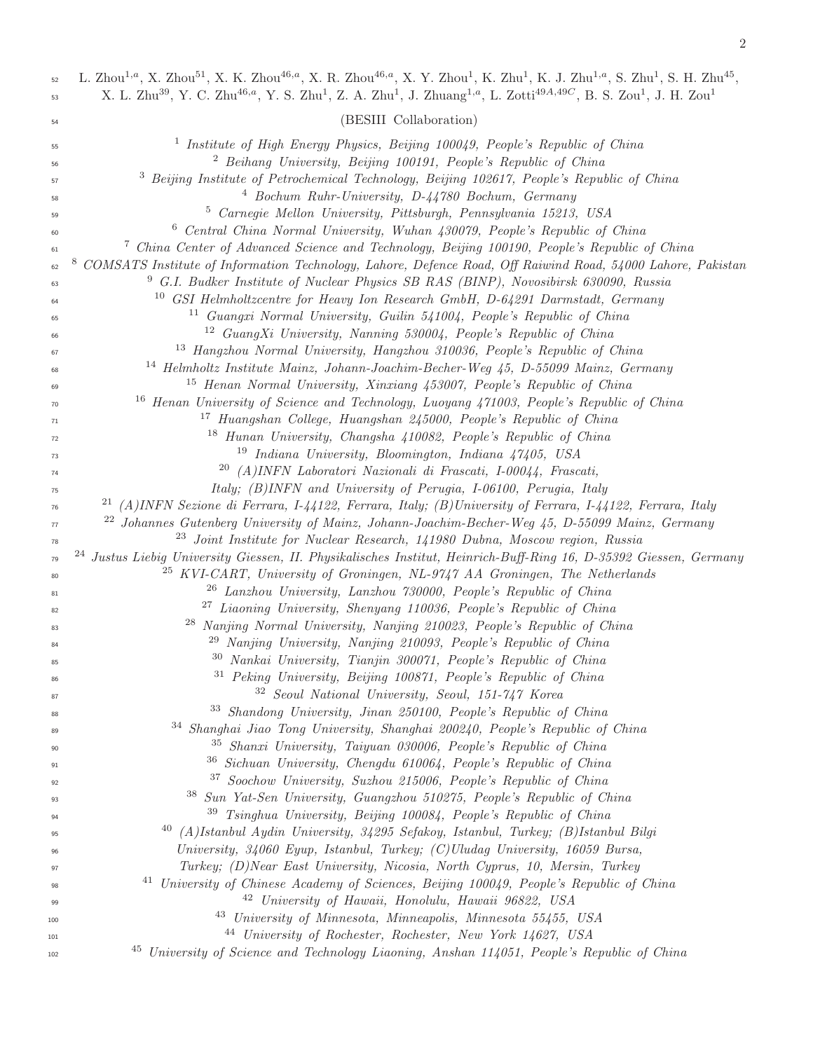L. Zhou[1,a], X. Zhou[51], X. K. Zhou[46,a], X. R. Zhou[46,a], X. Y. Zhou[1], K. Zhu[1], K. J. Zhu[1,a], S. Zhu[1], S. H. Zhu[45], X. L. Zhu[39], Y. C. Zhu[46,a], Y. S. Zhu[1], Z. A. Zhu[1], J. Zhuang[1,a], L. Zotti[49A,49C], B. S. Zou[1], J. H. Zou[1]

(BESIII Collaboration)

[1] *Institute of High Energy Physics, Beijing 100049, People's Republic of China*
[2] *Beihang University, Beijing 100191, People's Republic of China*
[3] *Beijing Institute of Petrochemical Technology, Beijing 102617, People's Republic of China*
[4] *Bochum Ruhr-University, D-44780 Bochum, Germany*
[5] *Carnegie Mellon University, Pittsburgh, Pennsylvania 15213, USA*
[6] *Central China Normal University, Wuhan 430079, People's Republic of China*
[7] *China Center of Advanced Science and Technology, Beijing 100190, People's Republic of China*
[8] *COMSATS Institute of Information Technology, Lahore, Defence Road, Off Raiwind Road, 54000 Lahore, Pakistan*
[9] *G.I. Budker Institute of Nuclear Physics SB RAS (BINP), Novosibirsk 630090, Russia*
[10] *GSI Helmholtzcentre for Heavy Ion Research GmbH, D-64291 Darmstadt, Germany*
[11] *Guangxi Normal University, Guilin 541004, People's Republic of China*
[12] *GuangXi University, Nanning 530004, People's Republic of China*
[13] *Hangzhou Normal University, Hangzhou 310036, People's Republic of China*
[14] *Helmholtz Institute Mainz, Johann-Joachim-Becher-Weg 45, D-55099 Mainz, Germany*
[15] *Henan Normal University, Xinxiang 453007, People's Republic of China*
[16] *Henan University of Science and Technology, Luoyang 471003, People's Republic of China*
[17] *Huangshan College, Huangshan 245000, People's Republic of China*
[18] *Hunan University, Changsha 410082, People's Republic of China*
[19] *Indiana University, Bloomington, Indiana 47405, USA*
[20] *(A)INFN Laboratori Nazionali di Frascati, I-00044, Frascati, Italy; (B)INFN and University of Perugia, I-06100, Perugia, Italy*
[21] *(A)INFN Sezione di Ferrara, I-44122, Ferrara, Italy; (B)University of Ferrara, I-44122, Ferrara, Italy*
[22] *Johannes Gutenberg University of Mainz, Johann-Joachim-Becher-Weg 45, D-55099 Mainz, Germany*
[23] *Joint Institute for Nuclear Research, 141980 Dubna, Moscow region, Russia*
[24] *Justus Liebig University Giessen, II. Physikalisches Institut, Heinrich-Buff-Ring 16, D-35392 Giessen, Germany*
[25] *KVI-CART, University of Groningen, NL-9747 AA Groningen, The Netherlands*
[26] *Lanzhou University, Lanzhou 730000, People's Republic of China*
[27] *Liaoning University, Shenyang 110036, People's Republic of China*
[28] *Nanjing Normal University, Nanjing 210023, People's Republic of China*
[29] *Nanjing University, Nanjing 210093, People's Republic of China*
[30] *Nankai University, Tianjin 300071, People's Republic of China*
[31] *Peking University, Beijing 100871, People's Republic of China*
[32] *Seoul National University, Seoul, 151-747 Korea*
[33] *Shandong University, Jinan 250100, People's Republic of China*
[34] *Shanghai Jiao Tong University, Shanghai 200240, People's Republic of China*
[35] *Shanxi University, Taiyuan 030006, People's Republic of China*
[36] *Sichuan University, Chengdu 610064, People's Republic of China*
[37] *Soochow University, Suzhou 215006, People's Republic of China*
[38] *Sun Yat-Sen University, Guangzhou 510275, People's Republic of China*
[39] *Tsinghua University, Beijing 100084, People's Republic of China*
[40] *(A)Istanbul Aydin University, 34295 Sefakoy, Istanbul, Turkey; (B)Istanbul Bilgi University, 34060 Eyup, Istanbul, Turkey; (C)Uludag University, 16059 Bursa, Turkey; (D)Near East University, Nicosia, North Cyprus, 10, Mersin, Turkey*
[41] *University of Chinese Academy of Sciences, Beijing 100049, People's Republic of China*
[42] *University of Hawaii, Honolulu, Hawaii 96822, USA*
[43] *University of Minnesota, Minneapolis, Minnesota 55455, USA*
[44] *University of Rochester, Rochester, New York 14627, USA*
[45] *University of Science and Technology Liaoning, Anshan 114051, People's Republic of China*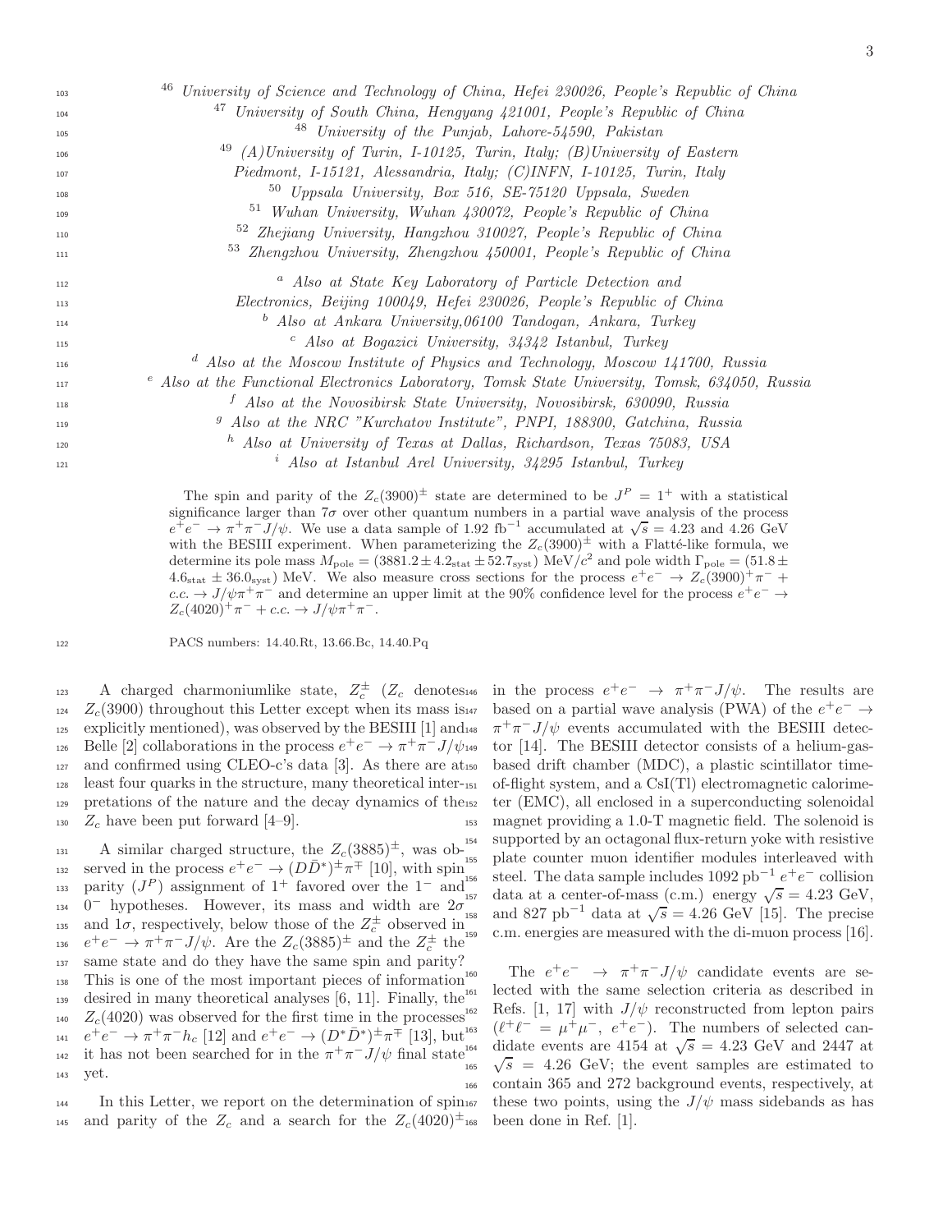[46] University of Science and Technology of China, Hefei 230026, People's Republic of China
[47] University of South China, Hengyang 421001, People's Republic of China
[48] University of the Punjab, Lahore-54590, Pakistan
[49] (A)University of Turin, I-10125, Turin, Italy; (B)University of Eastern Piedmont, I-15121, Alessandria, Italy; (C)INFN, I-10125, Turin, Italy
[50] Uppsala University, Box 516, SE-75120 Uppsala, Sweden
[51] Wuhan University, Wuhan 430072, People's Republic of China
[52] Zhejiang University, Hangzhou 310027, People's Republic of China
[53] Zhengzhou University, Zhengzhou 450001, People's Republic of China

[a] Also at State Key Laboratory of Particle Detection and Electronics, Beijing 100049, Hefei 230026, People's Republic of China
[b] Also at Ankara University,06100 Tandogan, Ankara, Turkey
[c] Also at Bogazici University, 34342 Istanbul, Turkey
[d] Also at the Moscow Institute of Physics and Technology, Moscow 141700, Russia
[e] Also at the Functional Electronics Laboratory, Tomsk State University, Tomsk, 634050, Russia
[f] Also at the Novosibirsk State University, Novosibirsk, 630090, Russia
[g] Also at the NRC "Kurchatov Institute", PNPI, 188300, Gatchina, Russia
[h] Also at University of Texas at Dallas, Richardson, Texas 75083, USA
[i] Also at Istanbul Arel University, 34295 Istanbul, Turkey

The spin and parity of the $Z_c(3900)^{\pm}$ state are determined to be $J^P = 1^+$ with a statistical significance larger than $7\sigma$ over other quantum numbers in a partial wave analysis of the process $e^+e^- \to \pi^+\pi^- J/\psi$. We use a data sample of 1.92 fb$^{-1}$ accumulated at $\sqrt{s} = 4.23$ and 4.26 GeV with the BESIII experiment. When parameterizing the $Z_c(3900)^{\pm}$ with a Flatté-like formula, we determine its pole mass $M_{\rm pole} = (3881.2 \pm 4.2_{\rm stat} \pm 52.7_{\rm syst})$ MeV/$c^2$ and pole width $\Gamma_{\rm pole} = (51.8 \pm 4.6_{\rm stat} \pm 36.0_{\rm syst})$ MeV. We also measure cross sections for the process $e^+e^- \to Z_c(3900)^+\pi^- + c.c. \to J/\psi\pi^+\pi^-$ and determine an upper limit at the 90% confidence level for the process $e^+e^- \to Z_c(4020)^+\pi^- + c.c. \to J/\psi\pi^+\pi^-$.

PACS numbers: 14.40.Rt, 13.66.Bc, 14.40.Pq

A charged charmoniumlike state, $Z_c^{\pm}$ ($Z_c$ denotes $Z_c(3900)$ throughout this Letter except when its mass is explicitly mentioned), was observed by the BESIII [1] and Belle [2] collaborations in the process $e^+e^- \to \pi^+\pi^- J/\psi$ and confirmed using CLEO-c's data [3]. As there are at least four quarks in the structure, many theoretical interpretations of the nature and the decay dynamics of the $Z_c$ have been put forward [4–9].

A similar charged structure, the $Z_c(3885)^{\pm}$, was observed in the process $e^+e^- \to (D\bar{D}^*)^{\pm}\pi^{\mp}$ [10], with spin parity ($J^P$) assignment of $1^+$ favored over the $1^-$ and $0^-$ hypotheses. However, its mass and width are $2\sigma$ and $1\sigma$, respectively, below those of the $Z_c^{\pm}$ observed in $e^+e^- \to \pi^+\pi^- J/\psi$. Are the $Z_c(3885)^{\pm}$ and the $Z_c^{\pm}$ the same state and do they have the same spin and parity? This is one of the most important pieces of information desired in many theoretical analyses [6, 11]. Finally, the $Z_c(4020)$ was observed for the first time in the processes $e^+e^- \to \pi^+\pi^- h_c$ [12] and $e^+e^- \to (D^*\bar{D}^*)^{\pm}\pi^{\mp}$ [13], but it has not been searched for in the $\pi^+\pi^- J/\psi$ final state yet.

In this Letter, we report on the determination of spin and parity of the $Z_c$ and a search for the $Z_c(4020)^{\pm}$ in the process $e^+e^- \to \pi^+\pi^- J/\psi$. The results are based on a partial wave analysis (PWA) of the $e^+e^- \to \pi^+\pi^- J/\psi$ events accumulated with the BESIII detector [14]. The BESIII detector consists of a helium-gas-based drift chamber (MDC), a plastic scintillator time-of-flight system, and a CsI(Tl) electromagnetic calorimeter (EMC), all enclosed in a superconducting solenoidal magnet providing a 1.0-T magnetic field. The solenoid is supported by an octagonal flux-return yoke with resistive plate counter muon identifier modules interleaved with steel. The data sample includes 1092 pb$^{-1}$ $e^+e^-$ collision data at a center-of-mass (c.m.) energy $\sqrt{s} = 4.23$ GeV, and 827 pb$^{-1}$ data at $\sqrt{s} = 4.26$ GeV [15]. The precise c.m. energies are measured with the di-muon process [16].

The $e^+e^- \to \pi^+\pi^- J/\psi$ candidate events are selected with the same selection criteria as described in Refs. [1, 17] with $J/\psi$ reconstructed from lepton pairs ($\ell^+\ell^- = \mu^+\mu^-$, $e^+e^-$). The numbers of selected candidate events are 4154 at $\sqrt{s} = 4.23$ GeV and 2447 at $\sqrt{s} = 4.26$ GeV; the event samples are estimated to contain 365 and 272 background events, respectively, at these two points, using the $J/\psi$ mass sidebands as has been done in Ref. [1].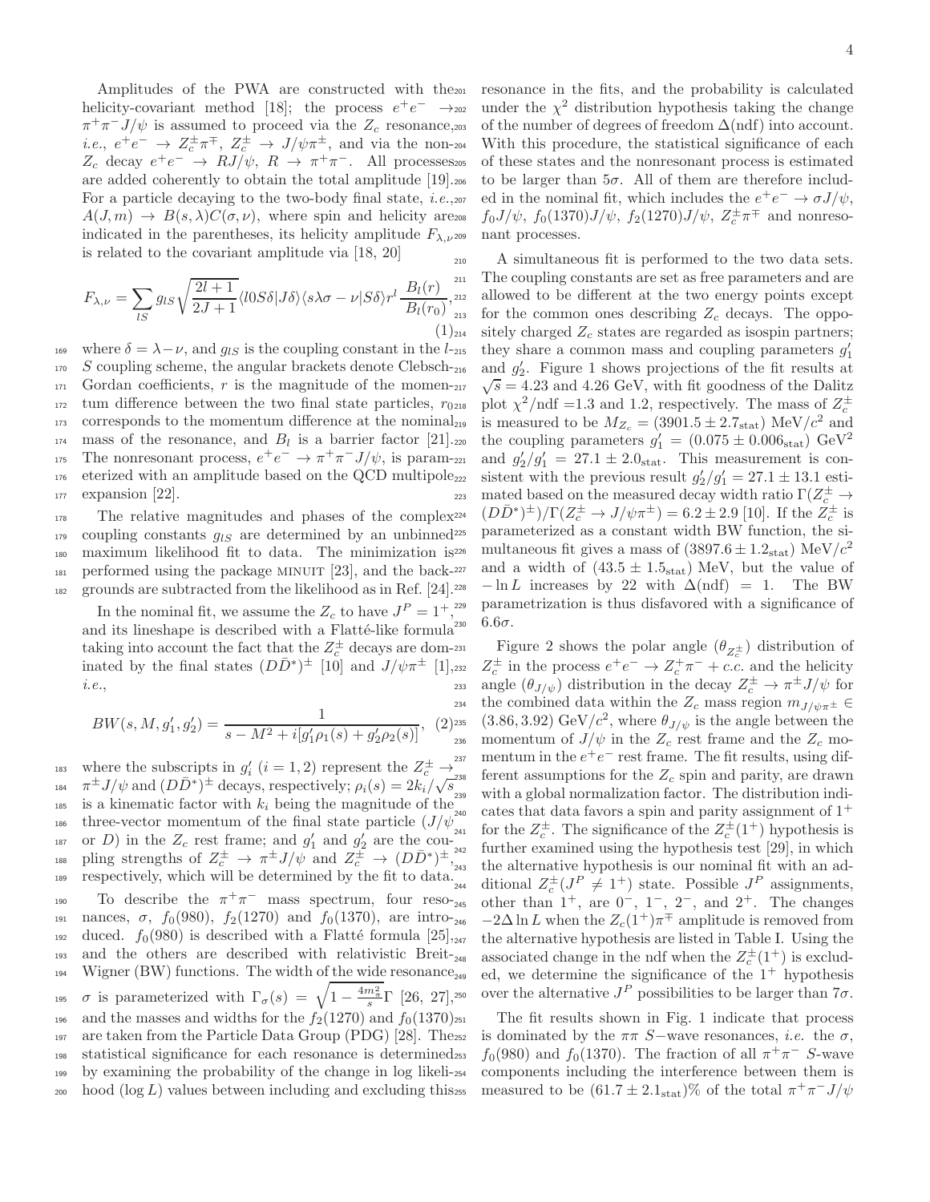Amplitudes of the PWA are constructed with the helicity-covariant method [18]; the process $e^+e^- \to \pi^+\pi^- J/\psi$ is assumed to proceed via the $Z_c$ resonance, *i.e.*, $e^+e^- \to Z_c^\pm \pi^\mp$, $Z_c^\pm \to J/\psi\pi^\pm$, and via the non-$Z_c$ decay $e^+e^- \to RJ/\psi$, $R \to \pi^+\pi^-$. All processes are added coherently to obtain the total amplitude [19]. For a particle decaying to the two-body final state, *i.e.*, $A(J,m) \to B(s,\lambda)C(\sigma,\nu)$, where spin and helicity are indicated in the parentheses, its helicity amplitude $F_{\lambda,\nu}$ is related to the covariant amplitude via [18, 20]

$$F_{\lambda,\nu} = \sum_{lS} g_{lS}\sqrt{\frac{2l+1}{2J+1}}\langle l0S\delta|J\delta\rangle\langle s\lambda\sigma-\nu|S\delta\rangle r^l \frac{B_l(r)}{B_l(r_0)}, \quad (1)$$

where $\delta = \lambda - \nu$, and $g_{lS}$ is the coupling constant in the $l$-$S$ coupling scheme, the angular brackets denote Clebsch-Gordan coefficients, $r$ is the magnitude of the momentum difference between the two final state particles, $r_0$ corresponds to the momentum difference at the nominal mass of the resonance, and $B_l$ is a barrier factor [21]. The nonresonant process, $e^+e^- \to \pi^+\pi^- J/\psi$, is parameterized with an amplitude based on the QCD multipole expansion [22].

The relative magnitudes and phases of the complex coupling constants $g_{lS}$ are determined by an unbinned maximum likelihood fit to data. The minimization is performed using the package MINUIT [23], and the backgrounds are subtracted from the likelihood as in Ref. [24].

In the nominal fit, we assume the $Z_c$ to have $J^P = 1^+$, and its lineshape is described with a Flatté-like formula taking into account the fact that the $Z_c^\pm$ decays are dominated by the final states $(D\bar{D}^*)^\pm$ [10] and $J/\psi\pi^\pm$ [1], *i.e.*,

$$BW(s, M, g_1', g_2') = \frac{1}{s - M^2 + i[g_1'\rho_1(s) + g_2'\rho_2(s)]}, \quad (2)$$

where the subscripts in $g_i'$ $(i = 1, 2)$ represent the $Z_c^\pm \to \pi^\pm J/\psi$ and $(D\bar{D}^*)^\pm$ decays, respectively; $\rho_i(s) = 2k_i/\sqrt{s}$ is a kinematic factor with $k_i$ being the magnitude of the three-vector momentum of the final state particle ($J/\psi$ or $D$) in the $Z_c$ rest frame; and $g_1'$ and $g_2'$ are the coupling strengths of $Z_c^\pm \to \pi^\pm J/\psi$ and $Z_c^\pm \to (D\bar{D}^*)^\pm$, respectively, which will be determined by the fit to data.

To describe the $\pi^+\pi^-$ mass spectrum, four resonances, $\sigma$, $f_0(980)$, $f_2(1270)$ and $f_0(1370)$, are introduced. $f_0(980)$ is described with a Flatté formula [25], and the others are described with relativistic Breit-Wigner (BW) functions. The width of the wide resonance $\sigma$ is parameterized with $\Gamma_\sigma(s) = \sqrt{1 - \frac{4m_\pi^2}{s}}\Gamma$ [26, 27], and the masses and widths for the $f_2(1270)$ and $f_0(1370)$ are taken from the Particle Data Group (PDG) [28]. The statistical significance for each resonance is determined by examining the probability of the change in log likelihood ($\log L$) values between including and excluding this resonance in the fits, and the probability is calculated under the $\chi^2$ distribution hypothesis taking the change of the number of degrees of freedom $\Delta$(ndf) into account. With this procedure, the statistical significance of each of these states and the nonresonant process is estimated to be larger than $5\sigma$. All of them are therefore included in the nominal fit, which includes the $e^+e^- \to \sigma J/\psi$, $f_0 J/\psi$, $f_0(1370)J/\psi$, $f_2(1270)J/\psi$, $Z_c^\pm\pi^\mp$ and nonresonant processes.

A simultaneous fit is performed to the two data sets. The coupling constants are set as free parameters and are allowed to be different at the two energy points except for the common ones describing $Z_c$ decays. The oppositely charged $Z_c$ states are regarded as isospin partners; they share a common mass and coupling parameters $g_1'$ and $g_2'$. Figure 1 shows projections of the fit results at $\sqrt{s} = 4.23$ and 4.26 GeV, with fit goodness of the Dalitz plot $\chi^2$/ndf =1.3 and 1.2, respectively. The mass of $Z_c^\pm$ is measured to be $M_{Z_c} = (3901.5 \pm 2.7_{\rm stat})$ MeV/$c^2$ and the coupling parameters $g_1' = (0.075 \pm 0.006_{\rm stat})$ GeV$^2$ and $g_2'/g_1' = 27.1 \pm 2.0_{\rm stat}$. This measurement is consistent with the previous result $g_2'/g_1' = 27.1 \pm 13.1$ estimated based on the measured decay width ratio $\Gamma(Z_c^\pm \to (D\bar{D}^*)^\pm)/\Gamma(Z_c^\pm \to J/\psi\pi^\pm) = 6.2 \pm 2.9$ [10]. If the $Z_c^\pm$ is parameterized as a constant width BW function, the simultaneous fit gives a mass of $(3897.6 \pm 1.2_{\rm stat})$ MeV/$c^2$ and a width of $(43.5 \pm 1.5_{\rm stat})$ MeV, but the value of $-\ln L$ increases by 22 with $\Delta$(ndf) = 1. The BW parametrization is thus disfavored with a significance of $6.6\sigma$.

Figure 2 shows the polar angle ($\theta_{Z_c^\pm}$) distribution of $Z_c^\pm$ in the process $e^+e^- \to Z_c^+\pi^- + c.c.$ and the helicity angle ($\theta_{J/\psi}$) distribution in the decay $Z_c^\pm \to \pi^\pm J/\psi$ for the combined data within the $Z_c$ mass region $m_{J/\psi\pi^\pm} \in (3.86, 3.92)$ GeV/$c^2$, where $\theta_{J/\psi}$ is the angle between the momentum of $J/\psi$ in the $Z_c$ rest frame and the $Z_c$ momentum in the $e^+e^-$ rest frame. The fit results, using different assumptions for the $Z_c$ spin and parity, are drawn with a global normalization factor. The distribution indicates that data favors a spin and parity assignment of $1^+$ for the $Z_c^\pm$. The significance of the $Z_c^\pm(1^+)$ hypothesis is further examined using the hypothesis test [29], in which the alternative hypothesis is our nominal fit with an additional $Z_c^\pm(J^P \neq 1^+)$ state. Possible $J^P$ assignments, other than $1^+$, are $0^-$, $1^-$, $2^-$, and $2^+$. The changes $-2\Delta\ln L$ when the $Z_c(1^+)\pi^\mp$ amplitude is removed from the alternative hypothesis are listed in Table I. Using the associated change in the ndf when the $Z_c^\pm(1^+)$ is excluded, we determine the significance of the $1^+$ hypothesis over the alternative $J^P$ possibilities to be larger than $7\sigma$.

The fit results shown in Fig. 1 indicate that process is dominated by the $\pi\pi$ $S-$wave resonances, *i.e.* the $\sigma$, $f_0(980)$ and $f_0(1370)$. The fraction of all $\pi^+\pi^-$ $S$-wave components including the interference between them is measured to be $(61.7 \pm 2.1_{\rm stat})\%$ of the total $\pi^+\pi^- J/\psi$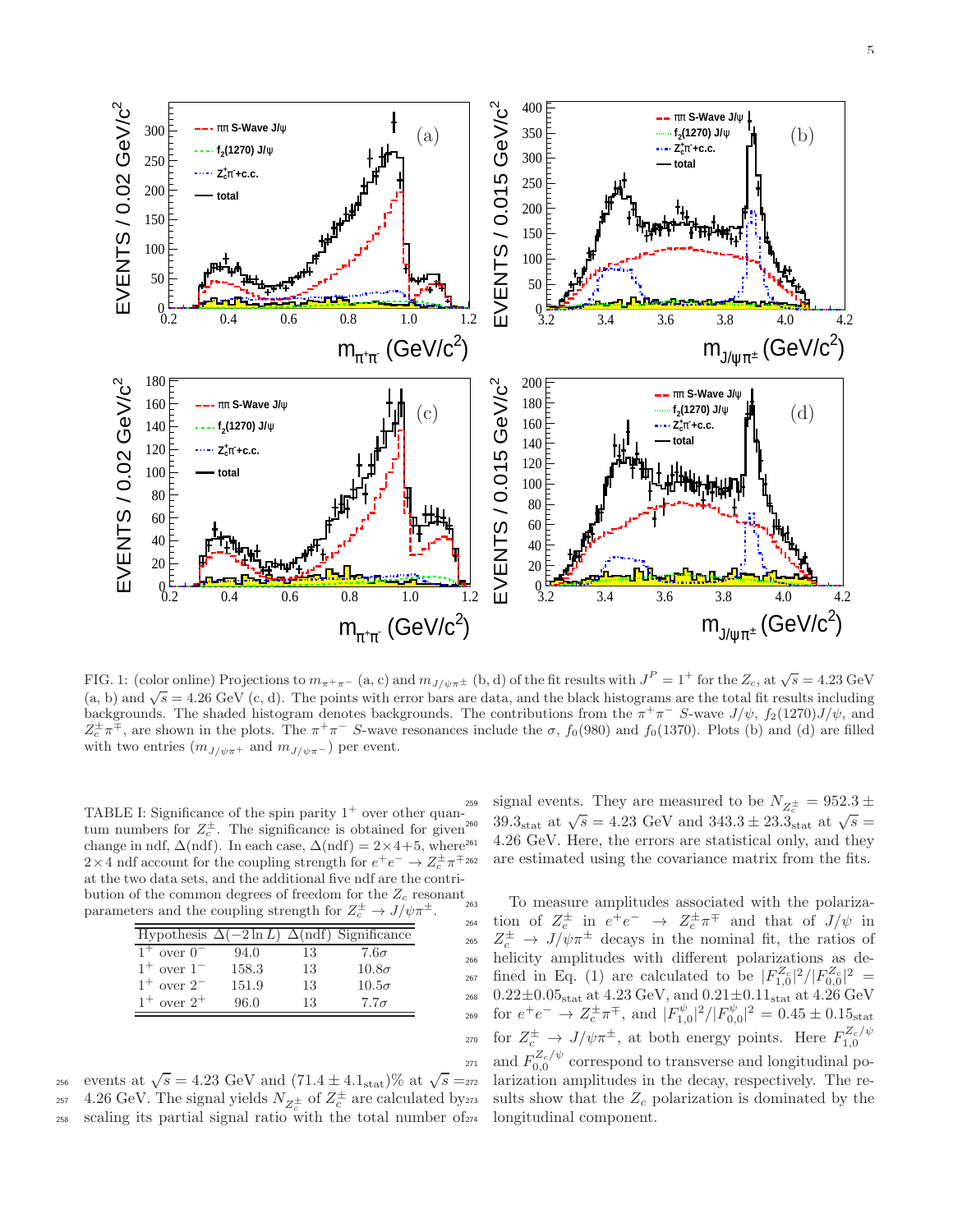FIG. 1: (color online) Projections to $m_{\pi^+\pi^-}$ (a, c) and $m_{J/\psi\pi^\pm}$ (b, d) of the fit results with $J^P = 1^+$ for the $Z_c$, at $\sqrt{s} = 4.23$ GeV (a, b) and $\sqrt{s} = 4.26$ GeV (c, d). The points with error bars are data, and the black histograms are the total fit results including backgrounds. The shaded histogram denotes backgrounds. The contributions from the $\pi^+\pi^-$ $S$-wave $J/\psi$, $f_2(1270)J/\psi$, and $Z_c^\pm\pi^\mp$, are shown in the plots. The $\pi^+\pi^-$ $S$-wave resonances include the $\sigma$, $f_0(980)$ and $f_0(1370)$. Plots (b) and (d) are filled with two entries ($m_{J/\psi\pi^+}$ and $m_{J/\psi\pi^-}$) per event.

TABLE I: Significance of the spin parity $1^+$ over other quantum numbers for $Z_c^\pm$. The significance is obtained for given change in ndf, $\Delta$(ndf). In each case, $\Delta(\text{ndf}) = 2\times 4+5$, where $2\times 4$ ndf account for the coupling strength for $e^+e^- \to Z_c^\pm\pi^\mp$ at the two data sets, and the additional five ndf are the contribution of the common degrees of freedom for the $Z_c$ resonant parameters and the coupling strength for $Z_c^\pm \to J/\psi\pi^\pm$.

| Hypothesis | $\Delta(-2\ln L)$ | $\Delta$(ndf) | Significance |
|---|---|---|---|
| $1^+$ over $0^-$ | 94.0 | 13 | $7.6\sigma$ |
| $1^+$ over $1^-$ | 158.3 | 13 | $10.8\sigma$ |
| $1^+$ over $2^-$ | 151.9 | 13 | $10.5\sigma$ |
| $1^+$ over $2^+$ | 96.0 | 13 | $7.7\sigma$ |

events at $\sqrt{s} = 4.23$ GeV and $(71.4 \pm 4.1_{\text{stat}})\%$ at $\sqrt{s} = 4.26$ GeV. The signal yields $N_{Z_c^\pm}$ of $Z_c^\pm$ are calculated by scaling its partial signal ratio with the total number of signal events. They are measured to be $N_{Z_c^\pm} = 952.3 \pm 39.3_{\text{stat}}$ at $\sqrt{s} = 4.23$ GeV and $343.3 \pm 23.3_{\text{stat}}$ at $\sqrt{s} = 4.26$ GeV. Here, the errors are statistical only, and they are estimated using the covariance matrix from the fits.

To measure amplitudes associated with the polarization of $Z_c^\pm$ in $e^+e^- \to Z_c^\pm\pi^\mp$ and that of $J/\psi$ in $Z_c^\pm \to J/\psi\pi^\pm$ decays in the nominal fit, the ratios of helicity amplitudes with different polarizations as defined in Eq. (1) are calculated to be $|F_{1,0}^{Z_c}|^2/|F_{0,0}^{Z_c}|^2 = 0.22\pm0.05_{\text{stat}}$ at 4.23 GeV, and $0.21\pm0.11_{\text{stat}}$ at 4.26 GeV for $e^+e^- \to Z_c^\pm\pi^\mp$, and $|F_{1,0}^{\psi}|^2/|F_{0,0}^{\psi}|^2 = 0.45 \pm 0.15_{\text{stat}}$ for $Z_c^\pm \to J/\psi\pi^\pm$, at both energy points. Here $F_{1,0}^{Z_c/\psi}$ and $F_{0,0}^{Z_c/\psi}$ correspond to transverse and longitudinal polarization amplitudes in the decay, respectively. The results show that the $Z_c$ polarization is dominated by the longitudinal component.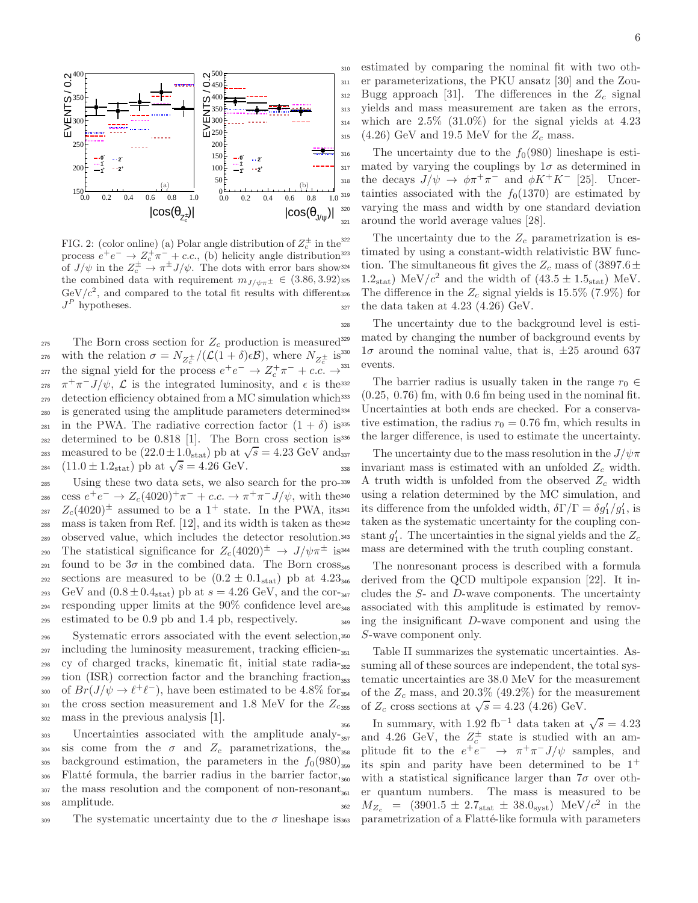FIG. 2: (color online) (a) Polar angle distribution of $Z_c^\pm$ in the process $e^+e^- \to Z_c^+\pi^- + c.c.$, (b) helicity angle distribution of $J/\psi$ in the $Z_c^\pm \to \pi^\pm J/\psi$. The dots with error bars show the combined data with requirement $m_{J/\psi\pi^\pm} \in (3.86, 3.92)$ GeV/$c^2$, and compared to the total fit results with different $J^P$ hypotheses.

The Born cross section for $Z_c$ production is measured with the relation $\sigma = N_{Z_c^\pm}/(\mathcal{L}(1+\delta)\epsilon\mathcal{B})$, where $N_{Z_c^\pm}$ is the signal yield for the process $e^+e^- \to Z_c^+\pi^- + c.c. \to \pi^+\pi^- J/\psi$, $\mathcal{L}$ is the integrated luminosity, and $\epsilon$ is the detection efficiency obtained from a MC simulation which is generated using the amplitude parameters determined in the PWA. The radiative correction factor $(1+\delta)$ is determined to be 0.818 [1]. The Born cross section is measured to be $(22.0 \pm 1.0_{\rm stat})$ pb at $\sqrt{s} = 4.23$ GeV and $(11.0 \pm 1.2_{\rm stat})$ pb at $\sqrt{s} = 4.26$ GeV.

Using these two data sets, we also search for the process $e^+e^- \to Z_c(4020)^+\pi^- + c.c. \to \pi^+\pi^- J/\psi$, with the $Z_c(4020)^\pm$ assumed to be a $1^+$ state. In the PWA, its mass is taken from Ref. [12], and its width is taken as the observed value, which includes the detector resolution. The statistical significance for $Z_c(4020)^\pm \to J/\psi\pi^\pm$ is found to be $3\sigma$ in the combined data. The Born cross sections are measured to be $(0.2 \pm 0.1_{\rm stat})$ pb at 4.23 GeV and $(0.8 \pm 0.4_{\rm stat})$ pb at $s = 4.26$ GeV, and the corresponding upper limits at the 90% confidence level are estimated to be 0.9 pb and 1.4 pb, respectively.

Systematic errors associated with the event selection, including the luminosity measurement, tracking efficiency of charged tracks, kinematic fit, initial state radiation (ISR) correction factor and the branching fraction of $Br(J/\psi \to \ell^+\ell^-)$, have been estimated to be 4.8% for the cross section measurement and 1.8 MeV for the $Z_c$ mass in the previous analysis [1].

Uncertainties associated with the amplitude analysis come from the $\sigma$ and $Z_c$ parametrizations, the background estimation, the parameters in the $f_0(980)$ Flatté formula, the barrier radius in the barrier factor, the mass resolution and the component of non-resonant amplitude.

The systematic uncertainty due to the $\sigma$ lineshape is estimated by comparing the nominal fit with two other parameterizations, the PKU ansatz [30] and the Zou-Bugg approach [31]. The differences in the $Z_c$ signal yields and mass measurement are taken as the errors, which are 2.5% (31.0%) for the signal yields at 4.23 (4.26) GeV and 19.5 MeV for the $Z_c$ mass.

The uncertainty due to the $f_0(980)$ lineshape is estimated by varying the couplings by $1\sigma$ as determined in the decays $J/\psi \to \phi\pi^+\pi^-$ and $\phi K^+K^-$ [25]. Uncertainties associated with the $f_0(1370)$ are estimated by varying the mass and width by one standard deviation around the world average values [28].

The uncertainty due to the $Z_c$ parametrization is estimated by using a constant-width relativistic BW function. The simultaneous fit gives the $Z_c$ mass of $(3897.6 \pm 1.2_{\rm stat})$ MeV/$c^2$ and the width of $(43.5 \pm 1.5_{\rm stat})$ MeV. The difference in the $Z_c$ signal yields is 15.5% (7.9%) for the data taken at 4.23 (4.26) GeV.

The uncertainty due to the background level is estimated by changing the number of background events by $1\sigma$ around the nominal value, that is, $\pm 25$ around 637 events.

The barrier radius is usually taken in the range $r_0 \in (0.25, 0.76)$ fm, with 0.6 fm being used in the nominal fit. Uncertainties at both ends are checked. For a conservative estimation, the radius $r_0 = 0.76$ fm, which results in the larger difference, is used to estimate the uncertainty.

The uncertainty due to the mass resolution in the $J/\psi\pi$ invariant mass is estimated with an unfolded $Z_c$ width. A truth width is unfolded from the observed $Z_c$ width using a relation determined by the MC simulation, and its difference from the unfolded width, $\delta\Gamma/\Gamma = \delta g_1'/g_1'$, is taken as the systematic uncertainty for the coupling constant $g_1'$. The uncertainties in the signal yields and the $Z_c$ mass are determined with the truth coupling constant.

The nonresonant process is described with a formula derived from the QCD multipole expansion [22]. It includes the $S$- and $D$-wave components. The uncertainty associated with this amplitude is estimated by removing the insignificant $D$-wave component and using the $S$-wave component only.

Table II summarizes the systematic uncertainties. Assuming all of these sources are independent, the total systematic uncertainties are 38.0 MeV for the measurement of the $Z_c$ mass, and 20.3% (49.2%) for the measurement of $Z_c$ cross sections at $\sqrt{s} = 4.23$ (4.26) GeV.

In summary, with 1.92 fb$^{-1}$ data taken at $\sqrt{s} = 4.23$ and 4.26 GeV, the $Z_c^\pm$ state is studied with an amplitude fit to the $e^+e^- \to \pi^+\pi^- J/\psi$ samples, and its spin and parity have been determined to be $1^+$ with a statistical significance larger than $7\sigma$ over other quantum numbers. The mass is measured to be $M_{Z_c} = (3901.5 \pm 2.7_{\rm stat} \pm 38.0_{\rm syst})$ MeV/$c^2$ in the parametrization of a Flatté-like formula with parameters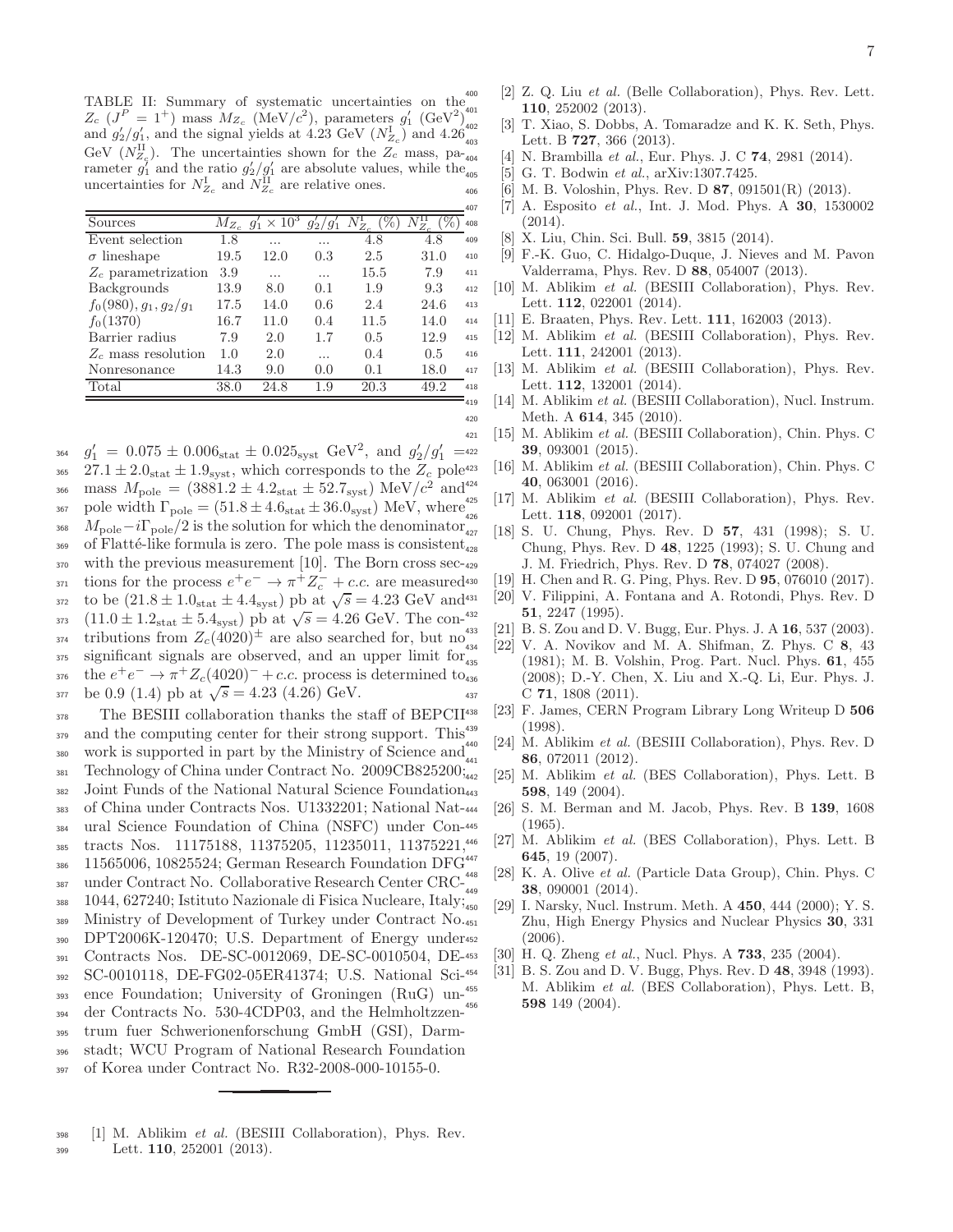TABLE II: Summary of systematic uncertainties on the $Z_c$ ($J^P = 1^+$) mass $M_{Z_c}$ (MeV/$c^2$), parameters $g_1'$ (GeV$^2$) and $g_2'/g_1'$, and the signal yields at 4.23 GeV ($N^{\rm I}_{Z_c}$) and 4.26 GeV ($N^{\rm II}_{Z_c}$). The uncertainties shown for the $Z_c$ mass, parameter $g_1'$ and the ratio $g_2'/g_1'$ are absolute values, while the uncertainties for $N^{\rm I}_{Z_c}$ and $N^{\rm II}_{Z_c}$ are relative ones.

| Sources | $M_{Z_c}$ | $g_1' \times 10^3$ | $g_2'/g_1'$ | $N^{\rm I}_{Z_c}$ (%) | $N^{\rm II}_{Z_c}$ (%) |
|---|---|---|---|---|---|
| Event selection | 1.8 | ... | ... | 4.8 | 4.8 |
| $\sigma$ lineshape | 19.5 | 12.0 | 0.3 | 2.5 | 31.0 |
| $Z_c$ parametrization | 3.9 | ... | ... | 15.5 | 7.9 |
| Backgrounds | 13.9 | 8.0 | 0.1 | 1.9 | 9.3 |
| $f_0(980), g_1, g_2/g_1$ | 17.5 | 14.0 | 0.6 | 2.4 | 24.6 |
| $f_0(1370)$ | 16.7 | 11.0 | 0.4 | 11.5 | 14.0 |
| Barrier radius | 7.9 | 2.0 | 1.7 | 0.5 | 12.9 |
| $Z_c$ mass resolution | 1.0 | 2.0 | ... | 0.4 | 0.5 |
| Nonresonance | 14.3 | 9.0 | 0.0 | 0.1 | 18.0 |
| Total | 38.0 | 24.8 | 1.9 | 20.3 | 49.2 |

$g_1' = 0.075 \pm 0.006_{\rm stat} \pm 0.025_{\rm syst}$ GeV$^2$, and $g_2'/g_1' = 27.1 \pm 2.0_{\rm stat} \pm 1.9_{\rm syst}$, which corresponds to the $Z_c$ pole mass $M_{\rm pole} = (3881.2 \pm 4.2_{\rm stat} \pm 52.7_{\rm syst})$ MeV/$c^2$ and pole width $\Gamma_{\rm pole} = (51.8 \pm 4.6_{\rm stat} \pm 36.0_{\rm syst})$ MeV, where $M_{\rm pole} - i\Gamma_{\rm pole}/2$ is the solution for which the denominator of Flatté-like formula is zero. The pole mass is consistent with the previous measurement [10]. The Born cross sections for the process $e^+e^- \to \pi^+ Z_c^- + c.c.$ are measured to be $(21.8 \pm 1.0_{\rm stat} \pm 4.4_{\rm syst})$ pb at $\sqrt{s} = 4.23$ GeV and $(11.0 \pm 1.2_{\rm stat} \pm 5.4_{\rm syst})$ pb at $\sqrt{s} = 4.26$ GeV. The contributions from $Z_c(4020)^\pm$ are also searched for, but no significant signals are observed, and an upper limit for the $e^+e^- \to \pi^+ Z_c(4020)^- + c.c.$ process is determined to be 0.9 (1.4) pb at $\sqrt{s} = 4.23$ (4.26) GeV.

The BESIII collaboration thanks the staff of BEPCII and the computing center for their strong support. This work is supported in part by the Ministry of Science and Technology of China under Contract No. 2009CB825200; Joint Funds of the National Natural Science Foundation of China under Contracts Nos. U1332201; National Natural Science Foundation of China (NSFC) under Contracts Nos. 11175188, 11375205, 11235011, 11375221, 11565006, 10825524; German Research Foundation DFG under Contract No. Collaborative Research Center CRC-1044, 627240; Istituto Nazionale di Fisica Nucleare, Italy; Ministry of Development of Turkey under Contract No. DPT2006K-120470; U.S. Department of Energy under Contracts Nos. DE-SC-0012069, DE-SC-0010504, DE-SC-0010118, DE-FG02-05ER41374; U.S. National Science Foundation; University of Groningen (RuG) under Contracts No. 530-4CDP03, and the Helmholtzzentrum fuer Schwerionenforschung GmbH (GSI), Darmstadt; WCU Program of National Research Foundation of Korea under Contract No. R32-2008-000-10155-0.

---

[1] M. Ablikim *et al.* (BESIII Collaboration), Phys. Rev. Lett. **110**, 252001 (2013).

[2] Z. Q. Liu *et al.* (Belle Collaboration), Phys. Rev. Lett. **110**, 252002 (2013).

[3] T. Xiao, S. Dobbs, A. Tomaradze and K. K. Seth, Phys. Lett. B **727**, 366 (2013).

[4] N. Brambilla *et al.*, Eur. Phys. J. C **74**, 2981 (2014).

[5] G. T. Bodwin *et al.*, arXiv:1307.7425.

[6] M. B. Voloshin, Phys. Rev. D **87**, 091501(R) (2013).

[7] A. Esposito *et al.*, Int. J. Mod. Phys. A **30**, 1530002 (2014).

[8] X. Liu, Chin. Sci. Bull. **59**, 3815 (2014).

[9] F.-K. Guo, C. Hidalgo-Duque, J. Nieves and M. Pavon Valderrama, Phys. Rev. D **88**, 054007 (2013).

[10] M. Ablikim *et al.* (BESIII Collaboration), Phys. Rev. Lett. **112**, 022001 (2014).

[11] E. Braaten, Phys. Rev. Lett. **111**, 162003 (2013).

[12] M. Ablikim *et al.* (BESIII Collaboration), Phys. Rev. Lett. **111**, 242001 (2013).

[13] M. Ablikim *et al.* (BESIII Collaboration), Phys. Rev. Lett. **112**, 132001 (2014).

[14] M. Ablikim *et al.* (BESIII Collaboration), Nucl. Instrum. Meth. A **614**, 345 (2010).

[15] M. Ablikim *et al.* (BESIII Collaboration), Chin. Phys. C **39**, 093001 (2015).

[16] M. Ablikim *et al.* (BESIII Collaboration), Chin. Phys. C **40**, 063001 (2016).

[17] M. Ablikim *et al.* (BESIII Collaboration), Phys. Rev. Lett. **118**, 092001 (2017).

[18] S. U. Chung, Phys. Rev. D **57**, 431 (1998); S. U. Chung, Phys. Rev. D **48**, 1225 (1993); S. U. Chung and J. M. Friedrich, Phys. Rev. D **78**, 074027 (2008).

[19] H. Chen and R. G. Ping, Phys. Rev. D **95**, 076010 (2017).

[20] V. Filippini, A. Fontana and A. Rotondi, Phys. Rev. D **51**, 2247 (1995).

[21] B. S. Zou and D. V. Bugg, Eur. Phys. J. A **16**, 537 (2003).

[22] V. A. Novikov and M. A. Shifman, Z. Phys. C **8**, 43 (1981); M. B. Volshin, Prog. Part. Nucl. Phys. **61**, 455 (2008); D.-Y. Chen, X. Liu and X.-Q. Li, Eur. Phys. J. C **71**, 1808 (2011).

[23] F. James, CERN Program Library Long Writeup D **506** (1998).

[24] M. Ablikim *et al.* (BESIII Collaboration), Phys. Rev. D **86**, 072011 (2012).

[25] M. Ablikim *et al.* (BES Collaboration), Phys. Lett. B **598**, 149 (2004).

[26] S. M. Berman and M. Jacob, Phys. Rev. B **139**, 1608 (1965).

[27] M. Ablikim *et al.* (BES Collaboration), Phys. Lett. B **645**, 19 (2007).

[28] K. A. Olive *et al.* (Particle Data Group), Chin. Phys. C **38**, 090001 (2014).

[29] I. Narsky, Nucl. Instrum. Meth. A **450**, 444 (2000); Y. S. Zhu, High Energy Physics and Nuclear Physics **30**, 331 (2006).

[30] H. Q. Zheng *et al.*, Nucl. Phys. A **733**, 235 (2004).

[31] B. S. Zou and D. V. Bugg, Phys. Rev. D **48**, 3948 (1993). M. Ablikim *et al.* (BES Collaboration), Phys. Lett. B, **598** 149 (2004).